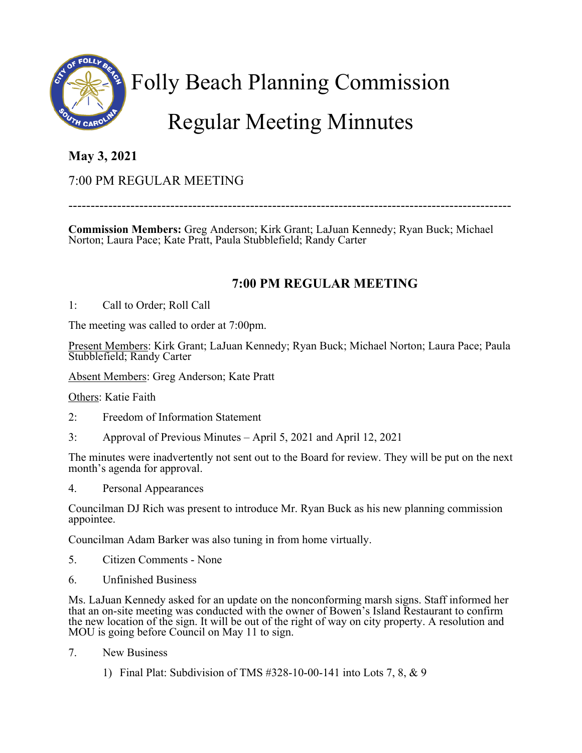# Folly Beach Planning Commission

# Regular Meeting Minnutes

**May 3, 2021**

7:00 PM REGULAR MEETING

---------------------------------------------------------------------------------------------------

**Commission Members:** Greg Anderson; Kirk Grant; LaJuan Kennedy; Ryan Buck; Michael Norton; Laura Pace; Kate Pratt, Paula Stubblefield; Randy Carter

## 7:00 PM REGULAR MEETING

1: Call to Order; Roll Call

The meeting was called to order at 7:00pm.

Present Members: Kirk Grant; LaJuan Kennedy; Ryan Buck; Michael Norton; Laura Pace; Paula Stubblefield; Randy Carter

Absent Members: Greg Anderson; Kate Pratt

Others: Katie Faith

2: Freedom of Information Statement

3: Approval of Previous Minutes – April 5, 2021 and April 12, 2021

The minutes were inadvertently not sent out to the Board for review. They will be put on the next month's agenda for approval.

4. Personal Appearances

Councilman DJ Rich was present to introduce Mr. Ryan Buck as his new planning commission appointee.

Councilman Adam Barker was also tuning in from home virtually.

5. Citizen Comments - None

6. Unfinished Business

Ms. LaJuan Kennedy asked for an update on the nonconforming marsh signs. Staff informed her that an on-site meeting was conducted with the owner of Bowen's Island Restaurant to confirm the new location of the sign. It will be out of the right of way on city property. A resolution and MOU is going before Council on May 11 to sign.

7. New Business

1) Final Plat: Subdivision of TMS #328-10-00-141 into Lots 7, 8, & 9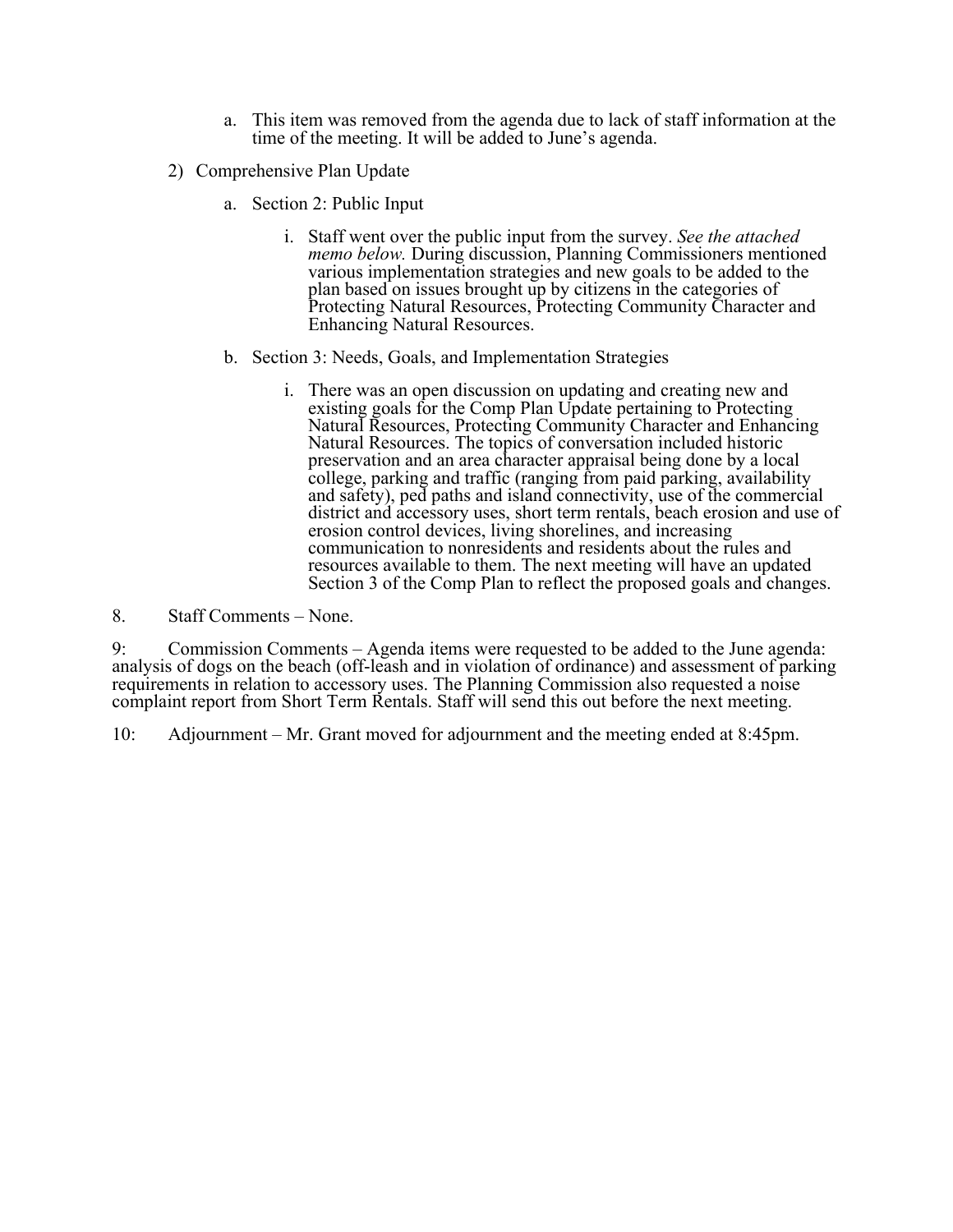a. This item was removed from the agenda due to lack of staff information at the time of the meeting. It will be added to June's agenda.

2) Comprehensive Plan Update

   a. Section 2: Public Input

      i. Staff went over the public input from the survey. *See the attached memo below.* During discussion, Planning Commissioners mentioned various implementation strategies and new goals to be added to the plan based on issues brought up by citizens in the categories of Protecting Natural Resources, Protecting Community Character and Enhancing Natural Resources.

   b. Section 3: Needs, Goals, and Implementation Strategies

      i. There was an open discussion on updating and creating new and existing goals for the Comp Plan Update pertaining to Protecting Natural Resources, Protecting Community Character and Enhancing Natural Resources. The topics of conversation included historic preservation and an area character appraisal being done by a local college, parking and traffic (ranging from paid parking, availability and safety), ped paths and island connectivity, use of the commercial district and accessory uses, short term rentals, beach erosion and use of erosion control devices, living shorelines, and increasing communication to nonresidents and residents about the rules and resources available to them. The next meeting will have an updated Section 3 of the Comp Plan to reflect the proposed goals and changes.

8. Staff Comments – None.

9: Commission Comments – Agenda items were requested to be added to the June agenda: analysis of dogs on the beach (off-leash and in violation of ordinance) and assessment of parking requirements in relation to accessory uses. The Planning Commission also requested a noise complaint report from Short Term Rentals. Staff will send this out before the next meeting.

10: Adjournment – Mr. Grant moved for adjournment and the meeting ended at 8:45pm.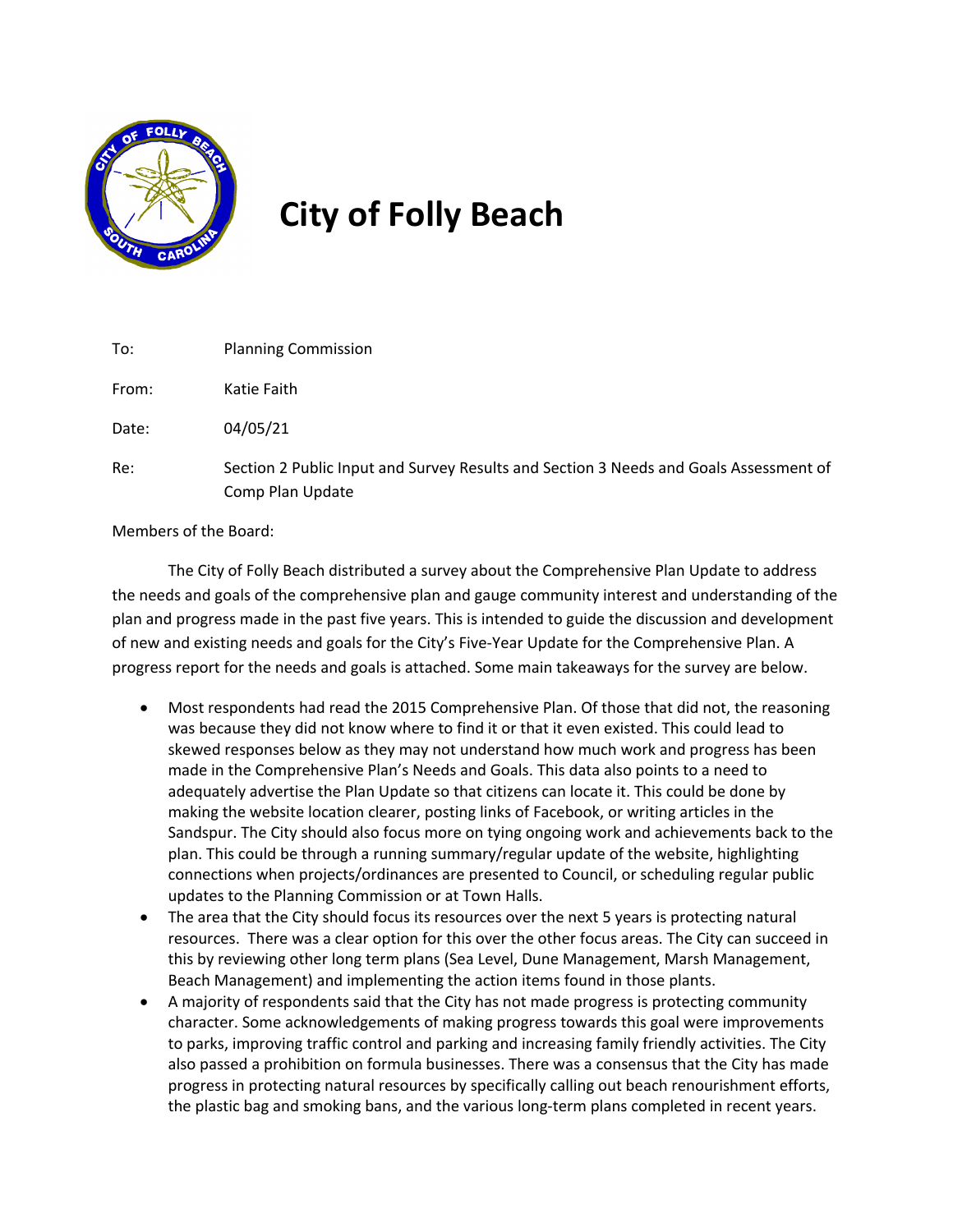# City of Folly Beach

To: Planning Commission

From: Katie Faith

Date: 04/05/21

Re: Section 2 Public Input and Survey Results and Section 3 Needs and Goals Assessment of Comp Plan Update

Members of the Board:

The City of Folly Beach distributed a survey about the Comprehensive Plan Update to address the needs and goals of the comprehensive plan and gauge community interest and understanding of the plan and progress made in the past five years. This is intended to guide the discussion and development of new and existing needs and goals for the City's Five-Year Update for the Comprehensive Plan. A progress report for the needs and goals is attached. Some main takeaways for the survey are below.

- Most respondents had read the 2015 Comprehensive Plan. Of those that did not, the reasoning was because they did not know where to find it or that it even existed. This could lead to skewed responses below as they may not understand how much work and progress has been made in the Comprehensive Plan's Needs and Goals. This data also points to a need to adequately advertise the Plan Update so that citizens can locate it. This could be done by making the website location clearer, posting links of Facebook, or writing articles in the Sandspur. The City should also focus more on tying ongoing work and achievements back to the plan. This could be through a running summary/regular update of the website, highlighting connections when projects/ordinances are presented to Council, or scheduling regular public updates to the Planning Commission or at Town Halls.
- The area that the City should focus its resources over the next 5 years is protecting natural resources. There was a clear option for this over the other focus areas. The City can succeed in this by reviewing other long term plans (Sea Level, Dune Management, Marsh Management, Beach Management) and implementing the action items found in those plants.
- A majority of respondents said that the City has not made progress is protecting community character. Some acknowledgements of making progress towards this goal were improvements to parks, improving traffic control and parking and increasing family friendly activities. The City also passed a prohibition on formula businesses. There was a consensus that the City has made progress in protecting natural resources by specifically calling out beach renourishment efforts, the plastic bag and smoking bans, and the various long-term plans completed in recent years.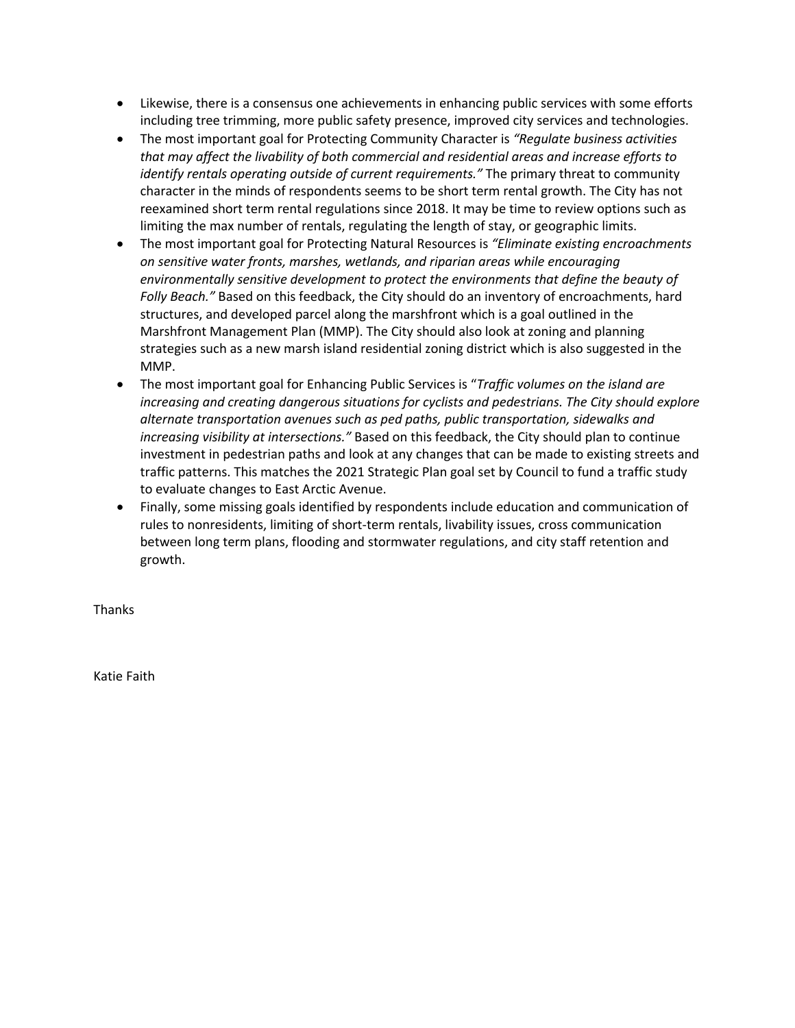- Likewise, there is a consensus one achievements in enhancing public services with some efforts including tree trimming, more public safety presence, improved city services and technologies.
- The most important goal for Protecting Community Character is *"Regulate business activities that may affect the livability of both commercial and residential areas and increase efforts to identify rentals operating outside of current requirements."* The primary threat to community character in the minds of respondents seems to be short term rental growth. The City has not reexamined short term rental regulations since 2018. It may be time to review options such as limiting the max number of rentals, regulating the length of stay, or geographic limits.
- The most important goal for Protecting Natural Resources is *"Eliminate existing encroachments on sensitive water fronts, marshes, wetlands, and riparian areas while encouraging environmentally sensitive development to protect the environments that define the beauty of Folly Beach."* Based on this feedback, the City should do an inventory of encroachments, hard structures, and developed parcel along the marshfront which is a goal outlined in the Marshfront Management Plan (MMP). The City should also look at zoning and planning strategies such as a new marsh island residential zoning district which is also suggested in the MMP.
- The most important goal for Enhancing Public Services is "*Traffic volumes on the island are increasing and creating dangerous situations for cyclists and pedestrians. The City should explore alternate transportation avenues such as ped paths, public transportation, sidewalks and increasing visibility at intersections."* Based on this feedback, the City should plan to continue investment in pedestrian paths and look at any changes that can be made to existing streets and traffic patterns. This matches the 2021 Strategic Plan goal set by Council to fund a traffic study to evaluate changes to East Arctic Avenue.
- Finally, some missing goals identified by respondents include education and communication of rules to nonresidents, limiting of short-term rentals, livability issues, cross communication between long term plans, flooding and stormwater regulations, and city staff retention and growth.

Thanks

Katie Faith